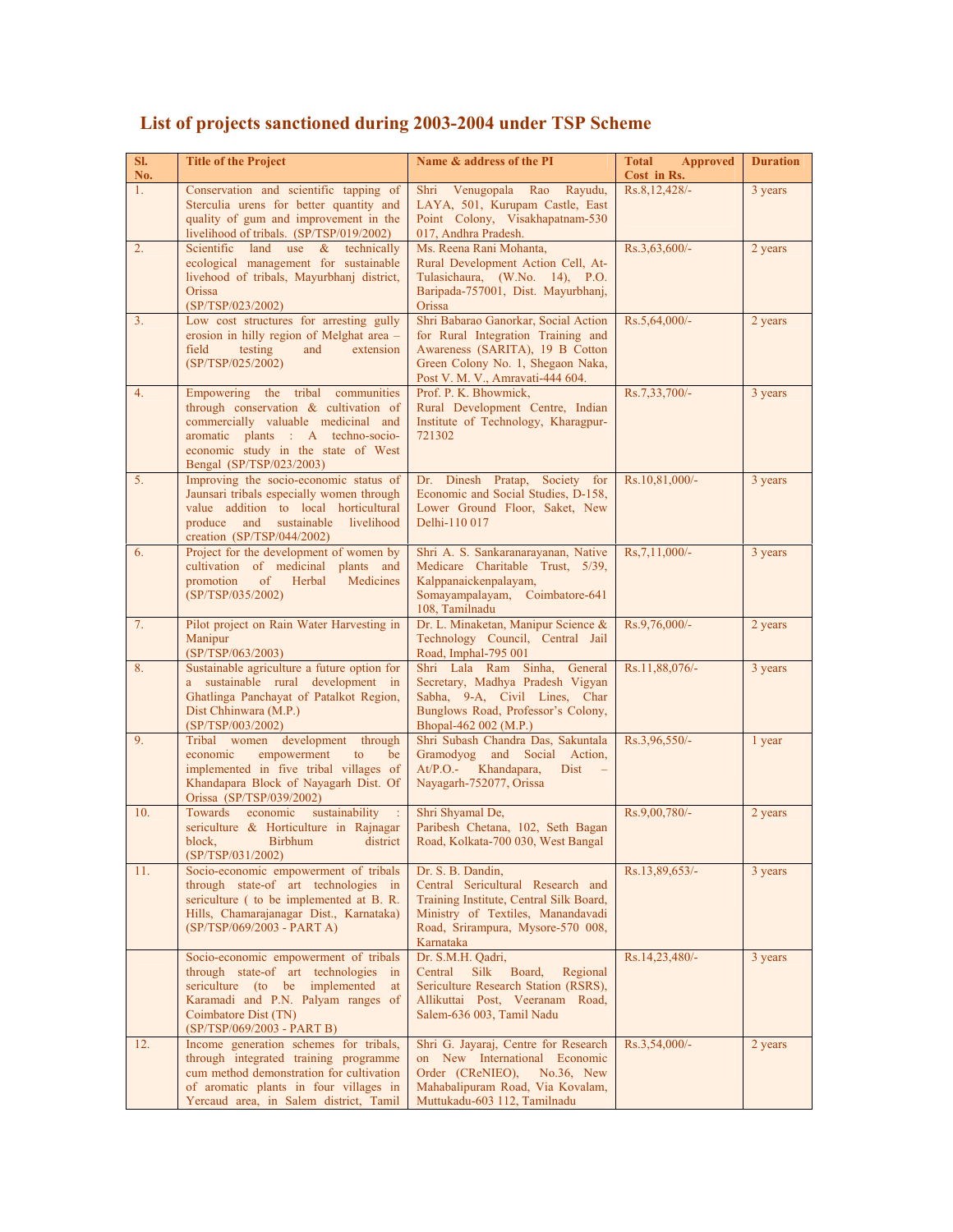## List of projects sanctioned during 2003-2004 under TSP Scheme

| Sl. No. | Title of the Project | Name & address of the PI | Total Approved Cost in Rs. | Duration |
|---|---|---|---|---|
| 1. | Conservation and scientific tapping of Sterculia urens for better quantity and quality of gum and improvement in the livelihood of tribals. (SP/TSP/019/2002) | Shri Venugopala Rao Rayudu, LAYA, 501, Kurupam Castle, East Point Colony, Visakhapatnam-530 017, Andhra Pradesh. | Rs.8,12,428/- | 3 years |
| 2. | Scientific land use & technically ecological management for sustainable livehood of tribals, Mayurbhanj district, Orissa (SP/TSP/023/2002) | Ms. Reena Rani Mohanta, Rural Development Action Cell, At-Tulasichaura, (W.No. 14), P.O. Baripada-757001, Dist. Mayurbhanj, Orissa | Rs.3,63,600/- | 2 years |
| 3. | Low cost structures for arresting gully erosion in hilly region of Melghat area – field testing and extension (SP/TSP/025/2002) | Shri Babarao Ganorkar, Social Action for Rural Integration Training and Awareness (SARITA), 19 B Cotton Green Colony No. 1, Shegaon Naka, Post V. M. V., Amravati-444 604. | Rs.5,64,000/- | 2 years |
| 4. | Empowering the tribal communities through conservation & cultivation of commercially valuable medicinal and aromatic plants : A techno-socio-economic study in the state of West Bengal (SP/TSP/023/2003) | Prof. P. K. Bhowmick, Rural Development Centre, Indian Institute of Technology, Kharagpur-721302 | Rs.7,33,700/- | 3 years |
| 5. | Improving the socio-economic status of Jaunsari tribals especially women through value addition to local horticultural produce and sustainable livelihood creation (SP/TSP/044/2002) | Dr. Dinesh Pratap, Society for Economic and Social Studies, D-158, Lower Ground Floor, Saket, New Delhi-110 017 | Rs.10,81,000/- | 3 years |
| 6. | Project for the development of women by cultivation of medicinal plants and promotion of Herbal Medicines (SP/TSP/035/2002) | Shri A. S. Sankaranarayanan, Native Medicare Charitable Trust, 5/39, Kalppanaickenpalayam, Somayampalayam, Coimbatore-641 108, Tamilnadu | Rs,7,11,000/- | 3 years |
| 7. | Pilot project on Rain Water Harvesting in Manipur (SP/TSP/063/2003) | Dr. L. Minaketan, Manipur Science & Technology Council, Central Jail Road, Imphal-795 001 | Rs.9,76,000/- | 2 years |
| 8. | Sustainable agriculture a future option for a sustainable rural development in Ghatlinga Panchayat of Patalkot Region, Dist Chhinwara (M.P.) (SP/TSP/003/2002) | Shri Lala Ram Sinha, General Secretary, Madhya Pradesh Vigyan Sabha, 9-A, Civil Lines, Char Bunglows Road, Professor's Colony, Bhopal-462 002 (M.P.) | Rs.11,88,076/- | 3 years |
| 9. | Tribal women development through economic empowerment to be implemented in five tribal villages of Khandapara Block of Nayagarh Dist. Of Orissa (SP/TSP/039/2002) | Shri Subash Chandra Das, Sakuntala Gramodyog and Social Action, At/P.O.- Khandapara, Dist – Nayagarh-752077, Orissa | Rs.3,96,550/- | 1 year |
| 10. | Towards economic sustainability : sericulture & Horticulture in Rajnagar block, Birbhum district (SP/TSP/031/2002) | Shri Shyamal De, Paribesh Chetana, 102, Seth Bagan Road, Kolkata-700 030, West Bangal | Rs.9,00,780/- | 2 years |
| 11. | Socio-economic empowerment of tribals through state-of art technologies in sericulture ( to be implemented at B. R. Hills, Chamarajanagar Dist., Karnataka) (SP/TSP/069/2003 - PART A) | Dr. S. B. Dandin, Central Sericultural Research and Training Institute, Central Silk Board, Ministry of Textiles, Manandavadi Road, Srirampura, Mysore-570 008, Karnataka | Rs.13,89,653/- | 3 years |
| | Socio-economic empowerment of tribals through state-of art technologies in sericulture (to be implemented at Karamadi and P.N. Palyam ranges of Coimbatore Dist (TN) (SP/TSP/069/2003 - PART B) | Dr. S.M.H. Qadri, Central Silk Board, Regional Sericulture Research Station (RSRS), Allikuttai Post, Veeranam Road, Salem-636 003, Tamil Nadu | Rs.14,23,480/- | 3 years |
| 12. | Income generation schemes for tribals, through integrated training programme cum method demonstration for cultivation of aromatic plants in four villages in Yercaud area, in Salem district, Tamil | Shri G. Jayaraj, Centre for Research on New International Economic Order (CReNIEO), No.36, New Mahabalipuram Road, Via Kovalam, Muttukadu-603 112, Tamilnadu | Rs.3,54,000/- | 2 years |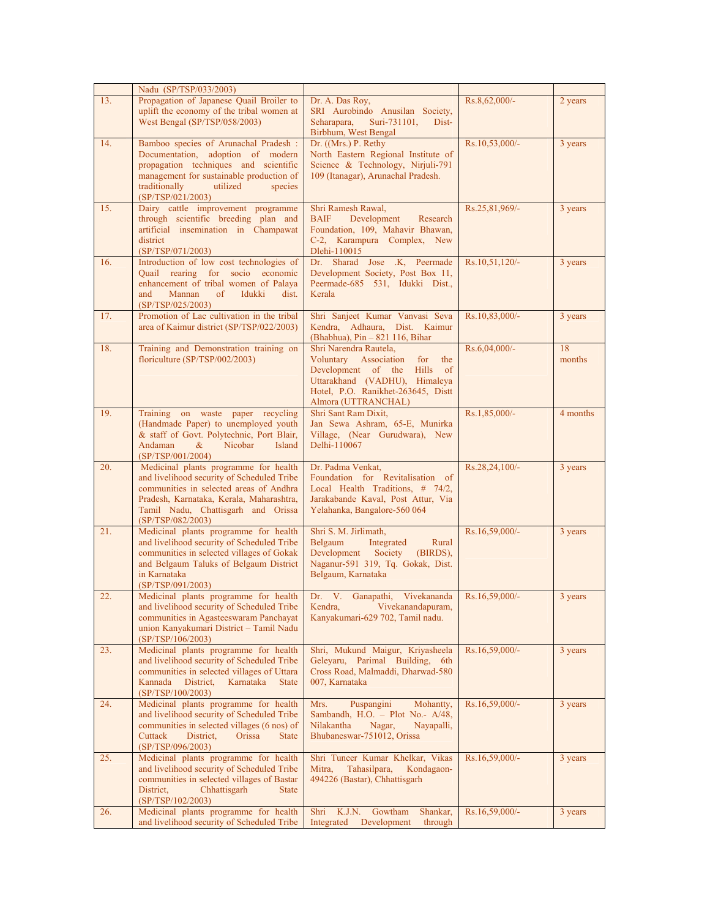| | | | | |
|---|---|---|---|---|
| | Nadu (SP/TSP/033/2003) | | | |
| 13. | Propagation of Japanese Quail Broiler to uplift the economy of the tribal women at West Bengal (SP/TSP/058/2003) | Dr. A. Das Roy, SRI Aurobindo Anusilan Society, Seharapara, Suri-731101, Dist-Birbhum, West Bengal | Rs.8,62,000/- | 2 years |
| 14. | Bamboo species of Arunachal Pradesh : Documentation, adoption of modern propagation techniques and scientific management for sustainable production of traditionally utilized species (SP/TSP/021/2003) | Dr. ((Mrs.) P. Rethy North Eastern Regional Institute of Science & Technology, Nirjuli-791 109 (Itanagar), Arunachal Pradesh. | Rs.10,53,000/- | 3 years |
| 15. | Dairy cattle improvement programme through scientific breeding plan and artificial insemination in Champawat district (SP/TSP/071/2003) | Shri Ramesh Rawal, BAIF Development Research Foundation, 109, Mahavir Bhawan, C-2, Karampura Complex, New Dlehi-110015 | Rs.25,81,969/- | 3 years |
| 16. | Introduction of low cost technologies of Quail rearing for socio economic enhancement of tribal women of Palaya and Mannan of Idukki dist. (SP/TSP/025/2003) | Dr. Sharad Jose .K, Peermade Development Society, Post Box 11, Peermade-685 531, Idukki Dist., Kerala | Rs.10,51,120/- | 3 years |
| 17. | Promotion of Lac cultivation in the tribal area of Kaimur district (SP/TSP/022/2003) | Shri Sanjeet Kumar Vanvasi Seva Kendra, Adhaura, Dist. Kaimur (Bhabhua), Pin – 821 116, Bihar | Rs.10,83,000/- | 3 years |
| 18. | Training and Demonstration training on floriculture (SP/TSP/002/2003) | Shri Narendra Rautela, Voluntary Association for the Development of the Hills of Uttarakhand (VADHU), Himaleya Hotel, P.O. Ranikhet-263645, Distt Almora (UTTRANCHAL) | Rs.6,04,000/- | 18 months |
| 19. | Training on waste paper recycling (Handmade Paper) to unemployed youth & staff of Govt. Polytechnic, Port Blair, Andaman & Nicobar Island (SP/TSP/001/2004) | Shri Sant Ram Dixit, Jan Sewa Ashram, 65-E, Munirka Village, (Near Gurudwara), New Delhi-110067 | Rs.1,85,000/- | 4 months |
| 20. | Medicinal plants programme for health and livelihood security of Scheduled Tribe communities in selected areas of Andhra Pradesh, Karnataka, Kerala, Maharashtra, Tamil Nadu, Chattisgarh and Orissa (SP/TSP/082/2003) | Dr. Padma Venkat, Foundation for Revitalisation of Local Health Traditions, # 74/2, Jarakabande Kaval, Post Attur, Via Yelahanka, Bangalore-560 064 | Rs.28,24,100/- | 3 years |
| 21. | Medicinal plants programme for health and livelihood security of Scheduled Tribe communities in selected villages of Gokak and Belgaum Taluks of Belgaum District in Karnataka (SP/TSP/091/2003) | Shri S. M. Jirlimath, Belgaum Integrated Rural Development Society (BIRDS), Naganur-591 319, Tq. Gokak, Dist. Belgaum, Karnataka | Rs.16,59,000/- | 3 years |
| 22. | Medicinal plants programme for health and livelihood security of Scheduled Tribe communities in Agasteeswaram Panchayat union Kanyakumari District – Tamil Nadu (SP/TSP/106/2003) | Dr. V. Ganapathi, Vivekananda Kendra, Vivekanandapuram, Kanyakumari-629 702, Tamil nadu. | Rs.16,59,000/- | 3 years |
| 23. | Medicinal plants programme for health and livelihood security of Scheduled Tribe communities in selected villages of Uttara Kannada District, Karnataka State (SP/TSP/100/2003) | Shri, Mukund Maigur, Kriyasheela Geleyaru, Parimal Building, 6th Cross Road, Malmaddi, Dharwad-580 007, Karnataka | Rs.16,59,000/- | 3 years |
| 24. | Medicinal plants programme for health and livelihood security of Scheduled Tribe communities in selected villages (6 nos) of Cuttack District, Orissa State (SP/TSP/096/2003) | Mrs. Puspangini Mohantty, Sambandh, H.O. – Plot No.- A/48, Nilakantha Nagar, Nayapalli, Bhubaneswar-751012, Orissa | Rs.16,59,000/- | 3 years |
| 25. | Medicinal plants programme for health and livelihood security of Scheduled Tribe communities in selected villages of Bastar District, Chhattisgarh State (SP/TSP/102/2003) | Shri Tuneer Kumar Khelkar, Vikas Mitra, Tahasilpara, Kondagaon-494226 (Bastar), Chhattisgarh | Rs.16,59,000/- | 3 years |
| 26. | Medicinal plants programme for health and livelihood security of Scheduled Tribe | Shri K.J.N. Gowtham Shankar, Integrated Development through | Rs.16,59,000/- | 3 years |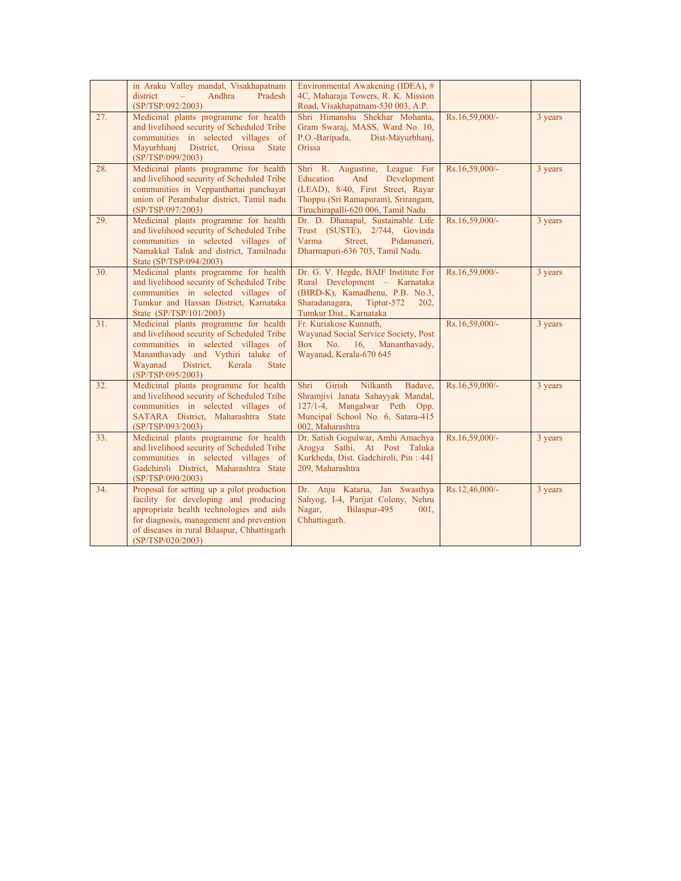| | | | | |
|---|---|---|---|---|
| | in Araku Valley mandal, Visakhapatnam district – Andhra Pradesh (SP/TSP/092/2003) | Environmental Awakening (IDEA), # 4C, Maharaja Towers, R. K. Mission Road, Visakhapatnam-530 003, A.P. | | |
| 27. | Medicinal plants programme for health and livelihood security of Scheduled Tribe communities in selected villages of Mayurbhanj District, Orissa State (SP/TSP/099/2003) | Shri Himanshu Shekhar Mohanta, Gram Swaraj, MASS, Ward No. 10, P.O.-Baripada, Dist-Mayurbhanj, Orissa | Rs.16,59,000/- | 3 years |
| 28. | Medicinal plants programme for health and livelihood security of Scheduled Tribe communities in Veppanthattai panchayat union of Perambalur district, Tamil nadu (SP/TSP/097/2003) | Shri R. Augustine, League For Education And Development (LEAD), 8/40, First Street, Rayar Thoppu (Sri Ramapuram), Srirangam, Tiruchirapalli-620 006, Tamil Nadu | Rs.16,59,000/- | 3 years |
| 29. | Medicinal plants programme for health and livelihood security of Scheduled Tribe communities in selected villages of Namakkal Taluk and district, Tamilnadu State (SP/TSP/094/2003) | Dr. D. Dhanapal, Sustainable Life Trust (SUSTE), 2/744, Govinda Varma Street, Pidamaneri, Dharmapuri-636 703, Tamil Nadu. | Rs.16,59,000/- | 3 years |
| 30. | Medicinal plants programme for health and livelihood security of Scheduled Tribe communities in selected villages of Tumkur and Hassan District, Karnataka State (SP/TSP/101/2003) | Dr. G. V. Hegde, BAIF Institute For Rural Development – Karnataka (BIRD-K), Kamadhenu, P.B. No.3, Sharadanagara, Tiptur-572 202, Tumkur Dist., Karnataka | Rs.16,59,000/- | 3 years |
| 31. | Medicinal plants programme for health and livelihood security of Scheduled Tribe communities in selected villages of Mananthavady and Vythiri taluke of Wayanad District, Kerala State (SP/TSP/095/2003) | Fr. Kuriakose Kunnath, Wayanad Social Service Society, Post Box No. 16, Mananthavady, Wayanad, Kerala-670 645 | Rs.16,59,000/- | 3 years |
| 32. | Medicinal plants programme for health and livelihood security of Scheduled Tribe communities in selected villages of SATARA District, Maharashtra State (SP/TSP/093/2003) | Shri Girish Nilkanth Badave, Shramjivi Janata Sahayyak Mandal, 127/1-4, Mangalwar Peth Opp. Muncipal School No. 6, Satara-415 002, Maharashtra | Rs.16,59,000/- | 3 years |
| 33. | Medicinal plants programme for health and livelihood security of Scheduled Tribe communities in selected villages of Gadchiroli District, Maharashtra State (SP/TSP/090/2003) | Dr. Satish Gogulwar, Amhi Amachya Arogya Sathi, At Post Taluka Kurkheda, Dist. Gadchiroli, Pin : 441 209, Maharashtra | Rs.16,59,000/- | 3 years |
| 34. | Proposal for setting up a pilot production facility for developing and producing appropriate health technologies and aids for diagnosis, management and prevention of diseases in rural Bilaspur, Chhattisgarh (SP/TSP/020/2003) | Dr. Anju Kataria, Jan Swasthya Sahyog, I-4, Parijat Colony, Nehru Nagar, Bilaspur-495 001, Chhattisgarh. | Rs.12,46,000/- | 3 years |